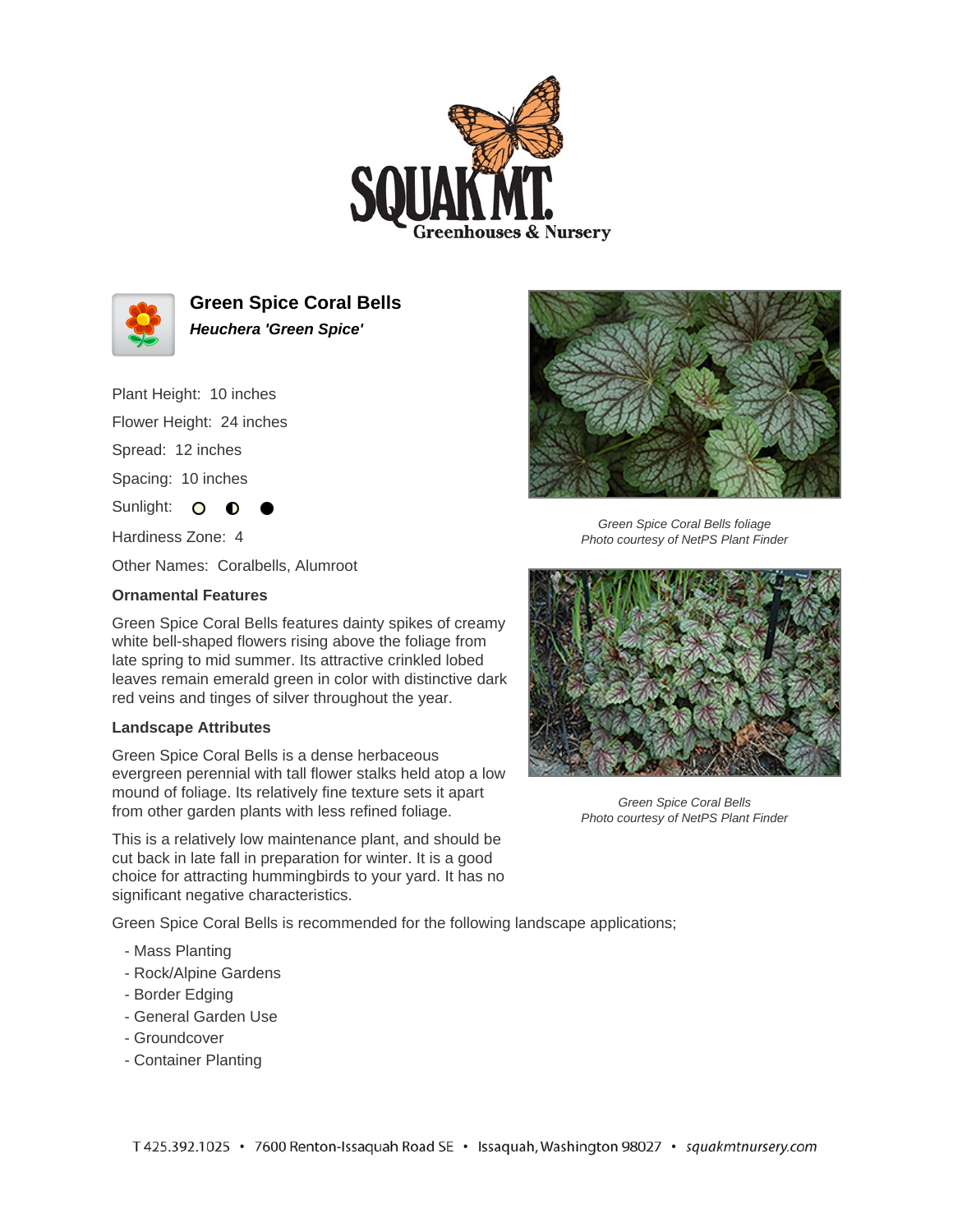# Green Spice Coral Bells

***Heuchera 'Green Spice'***

Plant Height: 10 inches

Flower Height: 24 inches

Spread: 12 inches

Spacing: 10 inches

Sunlight: ○ ◐ ●

Hardiness Zone: 4

Other Names: Coralbells, Alumroot

*Green Spice Coral Bells foliage*
*Photo courtesy of NetPS Plant Finder*

*Green Spice Coral Bells*
*Photo courtesy of NetPS Plant Finder*

### Ornamental Features

Green Spice Coral Bells features dainty spikes of creamy white bell-shaped flowers rising above the foliage from late spring to mid summer. Its attractive crinkled lobed leaves remain emerald green in color with distinctive dark red veins and tinges of silver throughout the year.

### Landscape Attributes

Green Spice Coral Bells is a dense herbaceous evergreen perennial with tall flower stalks held atop a low mound of foliage. Its relatively fine texture sets it apart from other garden plants with less refined foliage.

This is a relatively low maintenance plant, and should be cut back in late fall in preparation for winter. It is a good choice for attracting hummingbirds to your yard. It has no significant negative characteristics.

Green Spice Coral Bells is recommended for the following landscape applications;

- Mass Planting
- Rock/Alpine Gardens
- Border Edging
- General Garden Use
- Groundcover
- Container Planting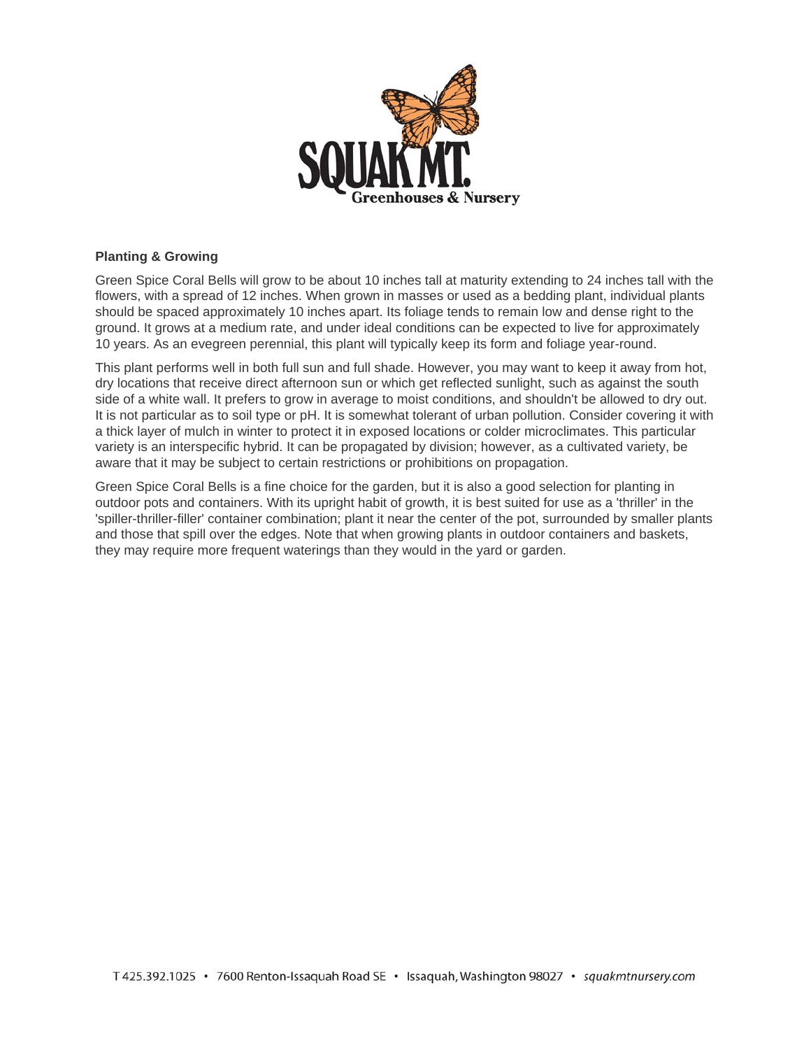**Planting & Growing**

Green Spice Coral Bells will grow to be about 10 inches tall at maturity extending to 24 inches tall with the flowers, with a spread of 12 inches. When grown in masses or used as a bedding plant, individual plants should be spaced approximately 10 inches apart. Its foliage tends to remain low and dense right to the ground. It grows at a medium rate, and under ideal conditions can be expected to live for approximately 10 years. As an evegreen perennial, this plant will typically keep its form and foliage year-round.

This plant performs well in both full sun and full shade. However, you may want to keep it away from hot, dry locations that receive direct afternoon sun or which get reflected sunlight, such as against the south side of a white wall. It prefers to grow in average to moist conditions, and shouldn't be allowed to dry out. It is not particular as to soil type or pH. It is somewhat tolerant of urban pollution. Consider covering it with a thick layer of mulch in winter to protect it in exposed locations or colder microclimates. This particular variety is an interspecific hybrid. It can be propagated by division; however, as a cultivated variety, be aware that it may be subject to certain restrictions or prohibitions on propagation.

Green Spice Coral Bells is a fine choice for the garden, but it is also a good selection for planting in outdoor pots and containers. With its upright habit of growth, it is best suited for use as a 'thriller' in the 'spiller-thriller-filler' container combination; plant it near the center of the pot, surrounded by smaller plants and those that spill over the edges. Note that when growing plants in outdoor containers and baskets, they may require more frequent waterings than they would in the yard or garden.